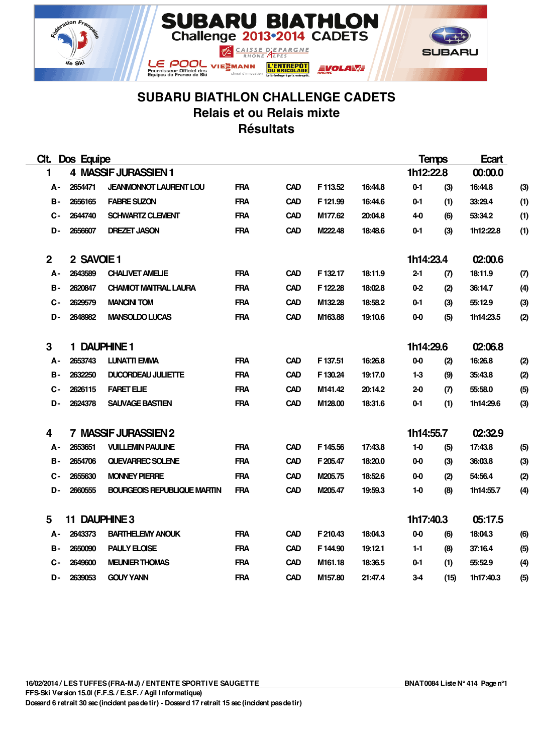SUBARU BIATHLON Challenge 2013•2014 CADETS

# SUBARU BIATHLON CHALLENGE CADETS
## Relais et ou Relais mixte
## Résultats

| Clt. | Dos | Equipe | | | | | | | Temps | Ecart | |
|---|---|---|---|---|---|---|---|---|---|---|---|
| 1 | 4 | MASSIF JURASSIEN 1 | | | | | | | 1h12:22.8 | 00:00.0 | |
| A - | 2654471 | JEANMONNOT LAURENT LOU | FRA | CAD | F 113.52 | 16:44.8 | 0-1 | (3) | 16:44.8 | (3) | |
| B - | 2656165 | FABRE SUZON | FRA | CAD | F 121.99 | 16:44.6 | 0-1 | (1) | 33:29.4 | (1) | |
| C - | 2644740 | SCHWARTZ CLEMENT | FRA | CAD | M177.62 | 20:04.8 | 4-0 | (6) | 53:34.2 | (1) | |
| D - | 2656607 | DREZET JASON | FRA | CAD | M222.48 | 18:48.6 | 0-1 | (3) | 1h12:22.8 | (1) | |
| 2 | 2 | SAVOIE 1 | | | | | | | 1h14:23.4 | 02:00.6 | |
| A - | 2643589 | CHALIVET AMELIE | FRA | CAD | F 132.17 | 18:11.9 | 2-1 | (7) | 18:11.9 | (7) | |
| B - | 2620847 | CHAMIOT MAITRAL LAURA | FRA | CAD | F 122.28 | 18:02.8 | 0-2 | (2) | 36:14.7 | (4) | |
| C - | 2629579 | MANCINI TOM | FRA | CAD | M132.28 | 18:58.2 | 0-1 | (3) | 55:12.9 | (3) | |
| D - | 2648982 | MANSOLDO LUCAS | FRA | CAD | M163.88 | 19:10.6 | 0-0 | (5) | 1h14:23.5 | (2) | |
| 3 | 1 | DAUPHINE 1 | | | | | | | 1h14:29.6 | 02:06.8 | |
| A - | 2653743 | LUNATTI EMMA | FRA | CAD | F 137.51 | 16:26.8 | 0-0 | (2) | 16:26.8 | (2) | |
| B - | 2632250 | DUCORDEAU JULIETTE | FRA | CAD | F 130.24 | 19:17.0 | 1-3 | (9) | 35:43.8 | (2) | |
| C - | 2626115 | FARET ELIE | FRA | CAD | M141.42 | 20:14.2 | 2-0 | (7) | 55:58.0 | (5) | |
| D - | 2624378 | SAUVAGE BASTIEN | FRA | CAD | M128.00 | 18:31.6 | 0-1 | (1) | 1h14:29.6 | (3) | |
| 4 | 7 | MASSIF JURASSIEN 2 | | | | | | | 1h14:55.7 | 02:32.9 | |
| A - | 2653651 | VUILLEMIN PAULINE | FRA | CAD | F 145.56 | 17:43.8 | 1-0 | (5) | 17:43.8 | (5) | |
| B - | 2654706 | QUEVARREC SOLENE | FRA | CAD | F 205.47 | 18:20.0 | 0-0 | (3) | 36:03.8 | (3) | |
| C - | 2655630 | MONNEY PIERRE | FRA | CAD | M205.75 | 18:52.6 | 0-0 | (2) | 54:56.4 | (2) | |
| D - | 2660555 | BOURGEOIS REPUBLIQUE MARTIN | FRA | CAD | M205.47 | 19:59.3 | 1-0 | (8) | 1h14:55.7 | (4) | |
| 5 | 11 | DAUPHINE 3 | | | | | | | 1h17:40.3 | 05:17.5 | |
| A - | 2643373 | BARTHELEMY ANOUK | FRA | CAD | F 210.43 | 18:04.3 | 0-0 | (6) | 18:04.3 | (6) | |
| B - | 2650090 | PAULY ELOISE | FRA | CAD | F 144.90 | 19:12.1 | 1-1 | (8) | 37:16.4 | (5) | |
| C - | 2649600 | MEUNIER THOMAS | FRA | CAD | M161.18 | 18:36.5 | 0-1 | (1) | 55:52.9 | (4) | |
| D - | 2639053 | GOUY YANN | FRA | CAD | M157.80 | 21:47.4 | 3-4 | (15) | 1h17:40.3 | (5) | |

16/02/2014 / LES TUFFES (FRA-MJ) / ENTENTE SPORTIVE SAUGETTE — BNAT0084 Liste N° 414 Page n°1

FFS-Ski Version 15.0l (F.F.S. / E.S.F. / Agil Informatique)

Dossard 6 retrait 30 sec (incident pas de tir) - Dossard 17 retrait 15 sec (incident pas de tir)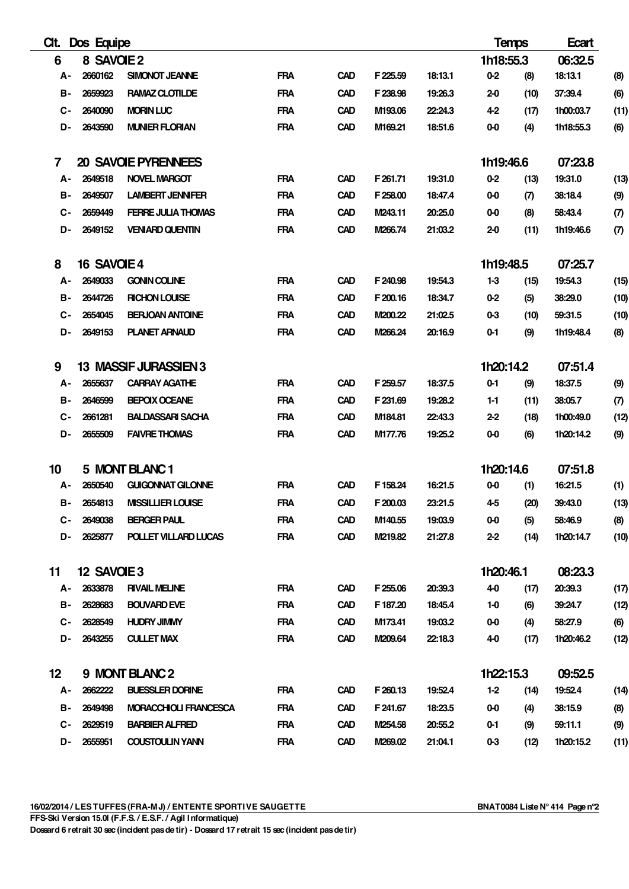| Clt. | Dos | Equipe | | | | | | Temps | | Ecart | |
|---|---|---|---|---|---|---|---|---|---|---|---|
| 6 | 8 | SAVOIE 2 | | | | | | 1h18:55.3 | | 06:32.5 | |
| A - | 2660162 | SIMONOT JEANNE | FRA | CAD | F 225.59 | 18:13.1 | | 0-2 | (8) | 18:13.1 | (8) |
| B - | 2659923 | RAMAZ CLOTILDE | FRA | CAD | F 238.98 | 19:26.3 | | 2-0 | (10) | 37:39.4 | (6) |
| C - | 2640090 | MORIN LUC | FRA | CAD | M193.06 | 22:24.3 | | 4-2 | (17) | 1h00:03.7 | (11) |
| D - | 2643590 | MUNIER FLORIAN | FRA | CAD | M169.21 | 18:51.6 | | 0-0 | (4) | 1h18:55.3 | (6) |
| 7 | 20 | SAVOIE PYRENNEES | | | | | | 1h19:46.6 | | 07:23.8 | |
| A - | 2649518 | NOVEL MARGOT | FRA | CAD | F 261.71 | 19:31.0 | | 0-2 | (13) | 19:31.0 | (13) |
| B - | 2649507 | LAMBERT JENNIFER | FRA | CAD | F 258.00 | 18:47.4 | | 0-0 | (7) | 38:18.4 | (9) |
| C - | 2659449 | FERRE JULIA THOMAS | FRA | CAD | M243.11 | 20:25.0 | | 0-0 | (8) | 58:43.4 | (7) |
| D - | 2649152 | VENIARD QUENTIN | FRA | CAD | M266.74 | 21:03.2 | | 2-0 | (11) | 1h19:46.6 | (7) |
| 8 | 16 | SAVOIE 4 | | | | | | 1h19:48.5 | | 07:25.7 | |
| A - | 2649033 | GONIN COLINE | FRA | CAD | F 240.98 | 19:54.3 | | 1-3 | (15) | 19:54.3 | (15) |
| B - | 2644726 | RICHON LOUISE | FRA | CAD | F 200.16 | 18:34.7 | | 0-2 | (5) | 38:29.0 | (10) |
| C - | 2654045 | BERJOAN ANTOINE | FRA | CAD | M200.22 | 21:02.5 | | 0-3 | (10) | 59:31.5 | (10) |
| D - | 2649153 | PLANET ARNAUD | FRA | CAD | M266.24 | 20:16.9 | | 0-1 | (9) | 1h19:48.4 | (8) |
| 9 | 13 | MASSIF JURASSIEN 3 | | | | | | 1h20:14.2 | | 07:51.4 | |
| A - | 2655637 | CARRAY AGATHE | FRA | CAD | F 259.57 | 18:37.5 | | 0-1 | (9) | 18:37.5 | (9) |
| B - | 2646599 | BEPOIX OCEANE | FRA | CAD | F 231.69 | 19:28.2 | | 1-1 | (11) | 38:05.7 | (7) |
| C - | 2661281 | BALDASSARI SACHA | FRA | CAD | M184.81 | 22:43.3 | | 2-2 | (18) | 1h00:49.0 | (12) |
| D - | 2655509 | FAIVRE THOMAS | FRA | CAD | M177.76 | 19:25.2 | | 0-0 | (6) | 1h20:14.2 | (9) |
| 10 | 5 | MONT BLANC 1 | | | | | | 1h20:14.6 | | 07:51.8 | |
| A - | 2650540 | GUIGONNAT GILONNE | FRA | CAD | F 158.24 | 16:21.5 | | 0-0 | (1) | 16:21.5 | (1) |
| B - | 2654813 | MISSILLIER LOUISE | FRA | CAD | F 200.03 | 23:21.5 | | 4-5 | (20) | 39:43.0 | (13) |
| C - | 2649038 | BERGER PAUL | FRA | CAD | M140.55 | 19:03.9 | | 0-0 | (5) | 58:46.9 | (8) |
| D - | 2625877 | POLLET VILLARD LUCAS | FRA | CAD | M219.82 | 21:27.8 | | 2-2 | (14) | 1h20:14.7 | (10) |
| 11 | 12 | SAVOIE 3 | | | | | | 1h20:46.1 | | 08:23.3 | |
| A - | 2633878 | RIVAIL MELINE | FRA | CAD | F 255.06 | 20:39.3 | | 4-0 | (17) | 20:39.3 | (17) |
| B - | 2628683 | BOUVARD EVE | FRA | CAD | F 187.20 | 18:45.4 | | 1-0 | (6) | 39:24.7 | (12) |
| C - | 2628549 | HUDRY JIMMY | FRA | CAD | M173.41 | 19:03.2 | | 0-0 | (4) | 58:27.9 | (6) |
| D - | 2643255 | CULLET MAX | FRA | CAD | M209.64 | 22:18.3 | | 4-0 | (17) | 1h20:46.2 | (12) |
| 12 | 9 | MONT BLANC 2 | | | | | | 1h22:15.3 | | 09:52.5 | |
| A - | 2662222 | BUESSLER DORINE | FRA | CAD | F 260.13 | 19:52.4 | | 1-2 | (14) | 19:52.4 | (14) |
| B - | 2649498 | MORACCHIOLI FRANCESCA | FRA | CAD | F 241.67 | 18:23.5 | | 0-0 | (4) | 38:15.9 | (8) |
| C - | 2629519 | BARBIER ALFRED | FRA | CAD | M254.58 | 20:55.2 | | 0-1 | (9) | 59:11.1 | (9) |
| D - | 2655951 | COUSTOULIN YANN | FRA | CAD | M269.02 | 21:04.1 | | 0-3 | (12) | 1h20:15.2 | (11) |

16/02/2014 / LES TUFFES (FRA-MJ) / ENTENTE SPORTIVE SAUGETTE — BNAT0084 Liste N° 414

FFS-Ski Version 15.0l (F.F.S. / E.S.F. / Agil Informatique)

Dossard 6 retrait 30 sec (incident pas de tir) - Dossard 17 retrait 15 sec (incident pas de tir)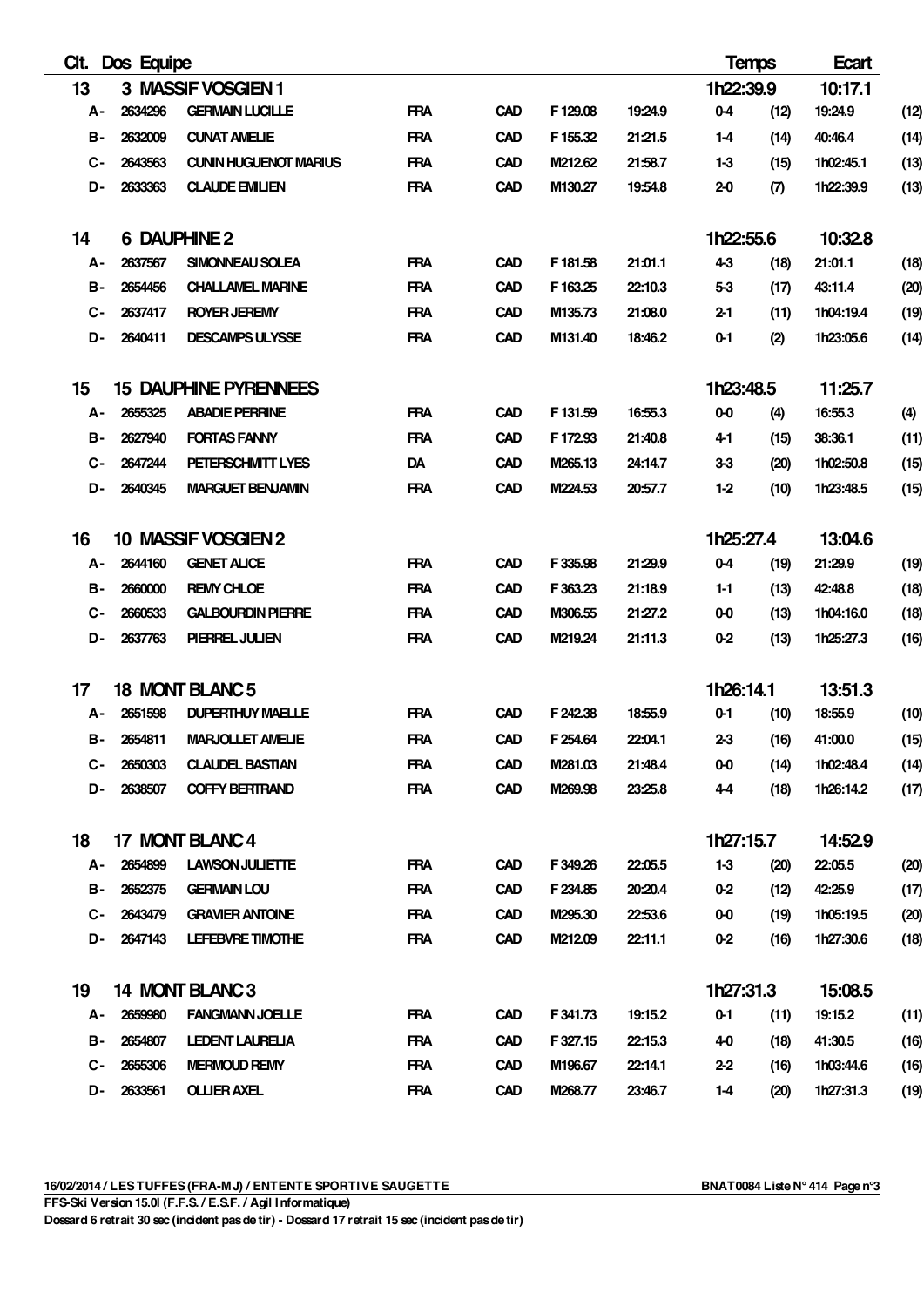| Clt. | Dos | Equipe | | | | | | | Temps | | Ecart | |
|---|---|---|---|---|---|---|---|---|---|---|---|---|
| 13 | 3 | MASSIF VOSGIEN 1 | | | | | | | 1h22:39.9 | | 10:17.1 | |
| A - | 2634296 | GERMAIN LUCILLE | FRA | CAD | F 129.08 | 19:24.9 | | 0-4 | (12) | 19:24.9 | (12) | |
| B - | 2632009 | CUNAT AMELIE | FRA | CAD | F 155.32 | 21:21.5 | | 1-4 | (14) | 40:46.4 | (14) | |
| C - | 2643563 | CUNIN HUGUENOT MARIUS | FRA | CAD | M212.62 | 21:58.7 | | 1-3 | (15) | 1h02:45.1 | (13) | |
| D - | 2633363 | CLAUDE EMILIEN | FRA | CAD | M130.27 | 19:54.8 | | 2-0 | (7) | 1h22:39.9 | (13) | |
| 14 | 6 | DAUPHINE 2 | | | | | | | 1h22:55.6 | | 10:32.8 | |
| A - | 2637567 | SIMONNEAU SOLEA | FRA | CAD | F 181.58 | 21:01.1 | | 4-3 | (18) | 21:01.1 | (18) | |
| B - | 2654456 | CHALLAMEL MARINE | FRA | CAD | F 163.25 | 22:10.3 | | 5-3 | (17) | 43:11.4 | (20) | |
| C - | 2637417 | ROYER JEREMY | FRA | CAD | M135.73 | 21:08.0 | | 2-1 | (11) | 1h04:19.4 | (19) | |
| D - | 2640411 | DESCAMPS ULYSSE | FRA | CAD | M131.40 | 18:46.2 | | 0-1 | (2) | 1h23:05.6 | (14) | |
| 15 | 15 | DAUPHINE PYRENNEES | | | | | | | 1h23:48.5 | | 11:25.7 | |
| A - | 2655325 | ABADIE PERRINE | FRA | CAD | F 131.59 | 16:55.3 | | 0-0 | (4) | 16:55.3 | (4) | |
| B - | 2627940 | FORTAS FANNY | FRA | CAD | F 172.93 | 21:40.8 | | 4-1 | (15) | 38:36.1 | (11) | |
| C - | 2647244 | PETERSCHMITT LYES | DA | CAD | M265.13 | 24:14.7 | | 3-3 | (20) | 1h02:50.8 | (15) | |
| D - | 2640345 | MARGUET BENJAMIN | FRA | CAD | M224.53 | 20:57.7 | | 1-2 | (10) | 1h23:48.5 | (15) | |
| 16 | 10 | MASSIF VOSGIEN 2 | | | | | | | 1h25:27.4 | | 13:04.6 | |
| A - | 2644160 | GENET ALICE | FRA | CAD | F 335.98 | 21:29.9 | | 0-4 | (19) | 21:29.9 | (19) | |
| B - | 2660000 | REMY CHLOE | FRA | CAD | F 363.23 | 21:18.9 | | 1-1 | (13) | 42:48.8 | (18) | |
| C - | 2660533 | GALBOURDIN PIERRE | FRA | CAD | M306.55 | 21:27.2 | | 0-0 | (13) | 1h04:16.0 | (18) | |
| D - | 2637763 | PIERREL JULIEN | FRA | CAD | M219.24 | 21:11.3 | | 0-2 | (13) | 1h25:27.3 | (16) | |
| 17 | 18 | MONT BLANC 5 | | | | | | | 1h26:14.1 | | 13:51.3 | |
| A - | 2651598 | DUPERTHUY MAELLE | FRA | CAD | F 242.38 | 18:55.9 | | 0-1 | (10) | 18:55.9 | (10) | |
| B - | 2654811 | MARJOLLET AMELIE | FRA | CAD | F 254.64 | 22:04.1 | | 2-3 | (16) | 41:00.0 | (15) | |
| C - | 2650303 | CLAUDEL BASTIAN | FRA | CAD | M281.03 | 21:48.4 | | 0-0 | (14) | 1h02:48.4 | (14) | |
| D - | 2638507 | COFFY BERTRAND | FRA | CAD | M269.98 | 23:25.8 | | 4-4 | (18) | 1h26:14.2 | (17) | |
| 18 | 17 | MONT BLANC 4 | | | | | | | 1h27:15.7 | | 14:52.9 | |
| A - | 2654899 | LAWSON JULIETTE | FRA | CAD | F 349.26 | 22:05.5 | | 1-3 | (20) | 22:05.5 | (20) | |
| B - | 2652375 | GERMAIN LOU | FRA | CAD | F 234.85 | 20:20.4 | | 0-2 | (12) | 42:25.9 | (17) | |
| C - | 2643479 | GRAVIER ANTOINE | FRA | CAD | M295.30 | 22:53.6 | | 0-0 | (19) | 1h05:19.5 | (20) | |
| D - | 2647143 | LEFEBVRE TIMOTHE | FRA | CAD | M212.09 | 22:11.1 | | 0-2 | (16) | 1h27:30.6 | (18) | |
| 19 | 14 | MONT BLANC 3 | | | | | | | 1h27:31.3 | | 15:08.5 | |
| A - | 2659980 | FANGMANN JOELLE | FRA | CAD | F 341.73 | 19:15.2 | | 0-1 | (11) | 19:15.2 | (11) | |
| B - | 2654807 | LEDENT LAURELIA | FRA | CAD | F 327.15 | 22:15.3 | | 4-0 | (18) | 41:30.5 | (16) | |
| C - | 2655306 | MERMOUD REMY | FRA | CAD | M196.67 | 22:14.1 | | 2-2 | (16) | 1h03:44.6 | (16) | |
| D - | 2633561 | OLLIER AXEL | FRA | CAD | M268.77 | 23:46.7 | | 1-4 | (20) | 1h27:31.3 | (19) | |

16/02/2014 / LES TUFFES (FRA-MJ) / ENTENTE SPORTIVE SAUGETTE — BNAT0084 Liste N° 414 Page n°3

FFS-Ski Version 15.0l (F.F.S. / E.S.F. / Agil Informatique)

Dossard 6 retrait 30 sec (incident pas de tir) - Dossard 17 retrait 15 sec (incident pas de tir)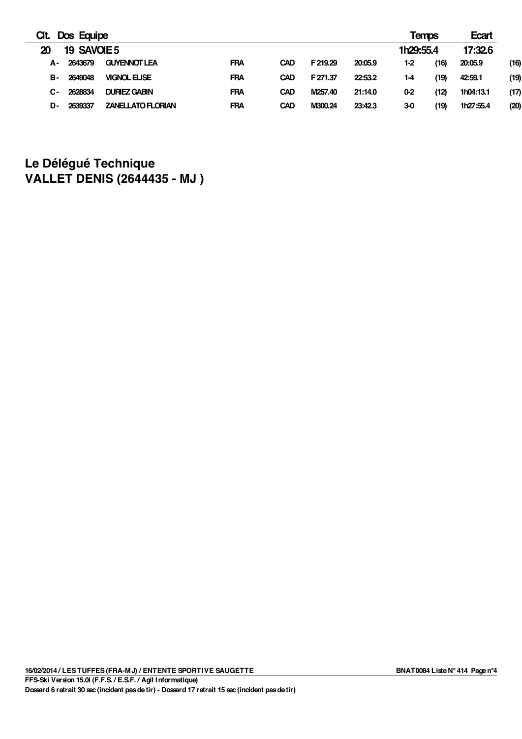| Clt. | Dos | Equipe | | | | | | Temps | | Ecart | |
|---|---|---|---|---|---|---|---|---|---|---|---|
| 20 | 19 | SAVOIE 5 | | | | | | 1h29:55.4 | | 17:32.6 | |
| A - | 2643679 | GUYENNOT LEA | FRA | CAD | F 219.29 | 20:05.9 | 1-2 | (16) | 20:05.9 | (16) | |
| B - | 2649048 | VIGNOL ELISE | FRA | CAD | F 271.37 | 22:53.2 | 1-4 | (19) | 42:59.1 | (19) | |
| C - | 2628834 | DURIEZ GABIN | FRA | CAD | M257.40 | 21:14.0 | 0-2 | (12) | 1h04:13.1 | (17) | |
| D - | 2639337 | ZANELLATO FLORIAN | FRA | CAD | M300.24 | 23:42.3 | 3-0 | (19) | 1h27:55.4 | (20) | |

**Le Délégué Technique**
**VALLET DENIS (2644435 - MJ )**

16/02/2014 / LES TUFFES (FRA-MJ) / ENTENTE SPORTIVE SAUGETTE — BNAT0084 Liste N° 414

FFS-Ski Version 15.0l (F.F.S. / E.S.F. / Agil Informatique)

Dossard 6 retrait 30 sec (incident pas de tir) - Dossard 17 retrait 15 sec (incident pas de tir)